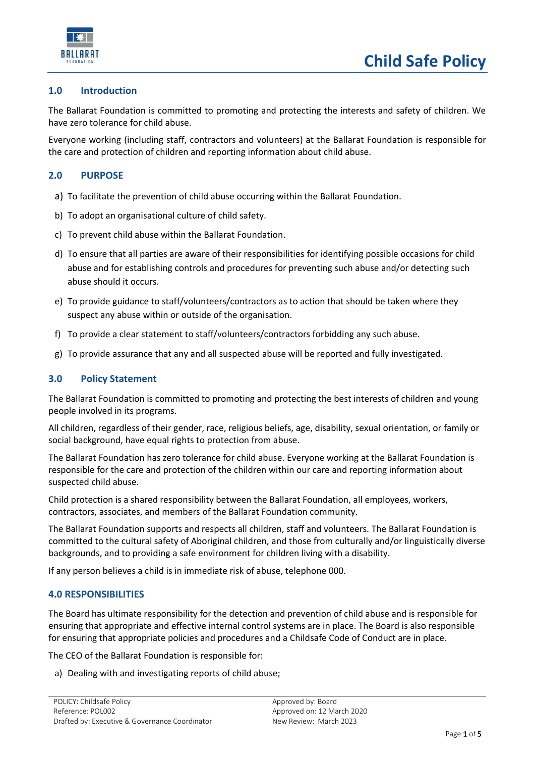# Child Safe Policy

## 1.0 Introduction

The Ballarat Foundation is committed to promoting and protecting the interests and safety of children. We have zero tolerance for child abuse.

Everyone working (including staff, contractors and volunteers) at the Ballarat Foundation is responsible for the care and protection of children and reporting information about child abuse.

## 2.0 PURPOSE

a) To facilitate the prevention of child abuse occurring within the Ballarat Foundation.

b) To adopt an organisational culture of child safety.

c) To prevent child abuse within the Ballarat Foundation.

d) To ensure that all parties are aware of their responsibilities for identifying possible occasions for child abuse and for establishing controls and procedures for preventing such abuse and/or detecting such abuse should it occurs.

e) To provide guidance to staff/volunteers/contractors as to action that should be taken where they suspect any abuse within or outside of the organisation.

f) To provide a clear statement to staff/volunteers/contractors forbidding any such abuse.

g) To provide assurance that any and all suspected abuse will be reported and fully investigated.

## 3.0 Policy Statement

The Ballarat Foundation is committed to promoting and protecting the best interests of children and young people involved in its programs.

All children, regardless of their gender, race, religious beliefs, age, disability, sexual orientation, or family or social background, have equal rights to protection from abuse.

The Ballarat Foundation has zero tolerance for child abuse. Everyone working at the Ballarat Foundation is responsible for the care and protection of the children within our care and reporting information about suspected child abuse.

Child protection is a shared responsibility between the Ballarat Foundation, all employees, workers, contractors, associates, and members of the Ballarat Foundation community.

The Ballarat Foundation supports and respects all children, staff and volunteers. The Ballarat Foundation is committed to the cultural safety of Aboriginal children, and those from culturally and/or linguistically diverse backgrounds, and to providing a safe environment for children living with a disability.

If any person believes a child is in immediate risk of abuse, telephone 000.

## 4.0 RESPONSIBILITIES

The Board has ultimate responsibility for the detection and prevention of child abuse and is responsible for ensuring that appropriate and effective internal control systems are in place. The Board is also responsible for ensuring that appropriate policies and procedures and a Childsafe Code of Conduct are in place.

The CEO of the Ballarat Foundation is responsible for:

a) Dealing with and investigating reports of child abuse;

POLICY: Childsafe Policy
Reference: POL002
Drafted by: Executive & Governance Coordinator

Approved by: Board
Approved on: 12 March 2020
New Review: March 2023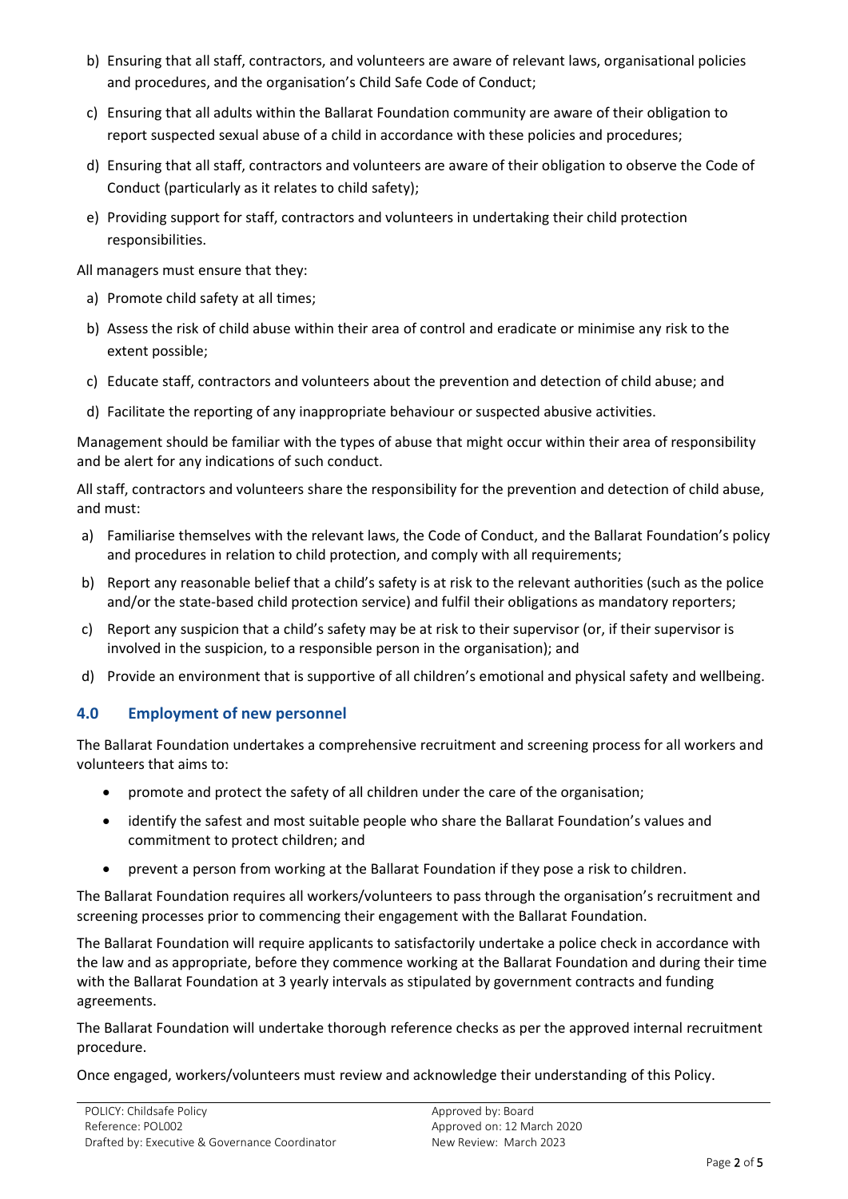b) Ensuring that all staff, contractors, and volunteers are aware of relevant laws, organisational policies and procedures, and the organisation's Child Safe Code of Conduct;

c) Ensuring that all adults within the Ballarat Foundation community are aware of their obligation to report suspected sexual abuse of a child in accordance with these policies and procedures;

d) Ensuring that all staff, contractors and volunteers are aware of their obligation to observe the Code of Conduct (particularly as it relates to child safety);

e) Providing support for staff, contractors and volunteers in undertaking their child protection responsibilities.

All managers must ensure that they:

a) Promote child safety at all times;

b) Assess the risk of child abuse within their area of control and eradicate or minimise any risk to the extent possible;

c) Educate staff, contractors and volunteers about the prevention and detection of child abuse; and

d) Facilitate the reporting of any inappropriate behaviour or suspected abusive activities.

Management should be familiar with the types of abuse that might occur within their area of responsibility and be alert for any indications of such conduct.

All staff, contractors and volunteers share the responsibility for the prevention and detection of child abuse, and must:

a) Familiarise themselves with the relevant laws, the Code of Conduct, and the Ballarat Foundation's policy and procedures in relation to child protection, and comply with all requirements;

b) Report any reasonable belief that a child's safety is at risk to the relevant authorities (such as the police and/or the state-based child protection service) and fulfil their obligations as mandatory reporters;

c) Report any suspicion that a child's safety may be at risk to their supervisor (or, if their supervisor is involved in the suspicion, to a responsible person in the organisation); and

d) Provide an environment that is supportive of all children's emotional and physical safety and wellbeing.

## 4.0 Employment of new personnel

The Ballarat Foundation undertakes a comprehensive recruitment and screening process for all workers and volunteers that aims to:

- promote and protect the safety of all children under the care of the organisation;
- identify the safest and most suitable people who share the Ballarat Foundation's values and commitment to protect children; and
- prevent a person from working at the Ballarat Foundation if they pose a risk to children.

The Ballarat Foundation requires all workers/volunteers to pass through the organisation's recruitment and screening processes prior to commencing their engagement with the Ballarat Foundation.

The Ballarat Foundation will require applicants to satisfactorily undertake a police check in accordance with the law and as appropriate, before they commence working at the Ballarat Foundation and during their time with the Ballarat Foundation at 3 yearly intervals as stipulated by government contracts and funding agreements.

The Ballarat Foundation will undertake thorough reference checks as per the approved internal recruitment procedure.

Once engaged, workers/volunteers must review and acknowledge their understanding of this Policy.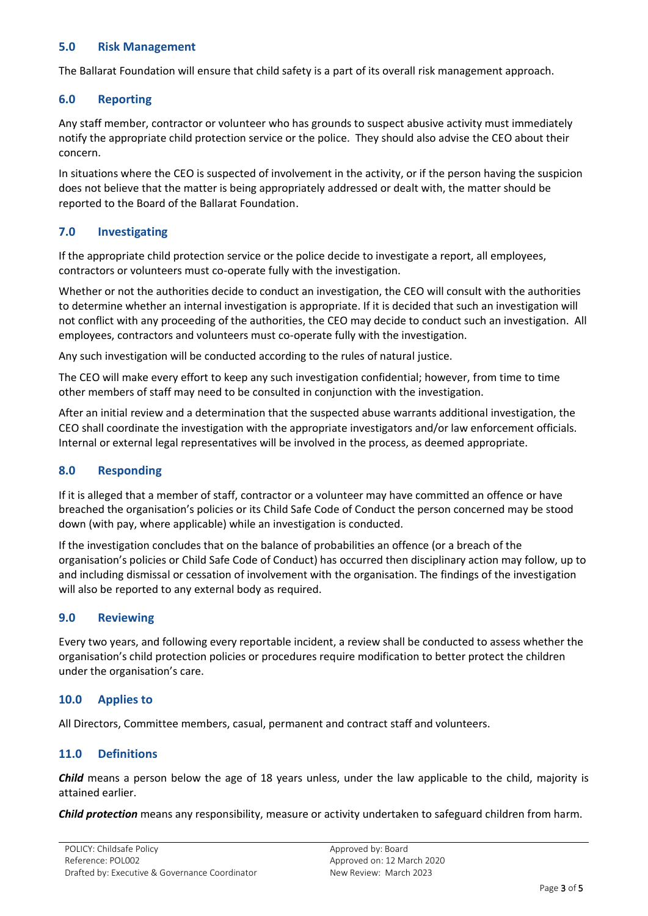## 5.0 Risk Management

The Ballarat Foundation will ensure that child safety is a part of its overall risk management approach.

## 6.0 Reporting

Any staff member, contractor or volunteer who has grounds to suspect abusive activity must immediately notify the appropriate child protection service or the police. They should also advise the CEO about their concern.

In situations where the CEO is suspected of involvement in the activity, or if the person having the suspicion does not believe that the matter is being appropriately addressed or dealt with, the matter should be reported to the Board of the Ballarat Foundation.

## 7.0 Investigating

If the appropriate child protection service or the police decide to investigate a report, all employees, contractors or volunteers must co-operate fully with the investigation.

Whether or not the authorities decide to conduct an investigation, the CEO will consult with the authorities to determine whether an internal investigation is appropriate. If it is decided that such an investigation will not conflict with any proceeding of the authorities, the CEO may decide to conduct such an investigation. All employees, contractors and volunteers must co-operate fully with the investigation.

Any such investigation will be conducted according to the rules of natural justice.

The CEO will make every effort to keep any such investigation confidential; however, from time to time other members of staff may need to be consulted in conjunction with the investigation.

After an initial review and a determination that the suspected abuse warrants additional investigation, the CEO shall coordinate the investigation with the appropriate investigators and/or law enforcement officials. Internal or external legal representatives will be involved in the process, as deemed appropriate.

## 8.0 Responding

If it is alleged that a member of staff, contractor or a volunteer may have committed an offence or have breached the organisation's policies or its Child Safe Code of Conduct the person concerned may be stood down (with pay, where applicable) while an investigation is conducted.

If the investigation concludes that on the balance of probabilities an offence (or a breach of the organisation's policies or Child Safe Code of Conduct) has occurred then disciplinary action may follow, up to and including dismissal or cessation of involvement with the organisation. The findings of the investigation will also be reported to any external body as required.

## 9.0 Reviewing

Every two years, and following every reportable incident, a review shall be conducted to assess whether the organisation's child protection policies or procedures require modification to better protect the children under the organisation's care.

## 10.0 Applies to

All Directors, Committee members, casual, permanent and contract staff and volunteers.

## 11.0 Definitions

***Child*** means a person below the age of 18 years unless, under the law applicable to the child, majority is attained earlier.

***Child protection*** means any responsibility, measure or activity undertaken to safeguard children from harm.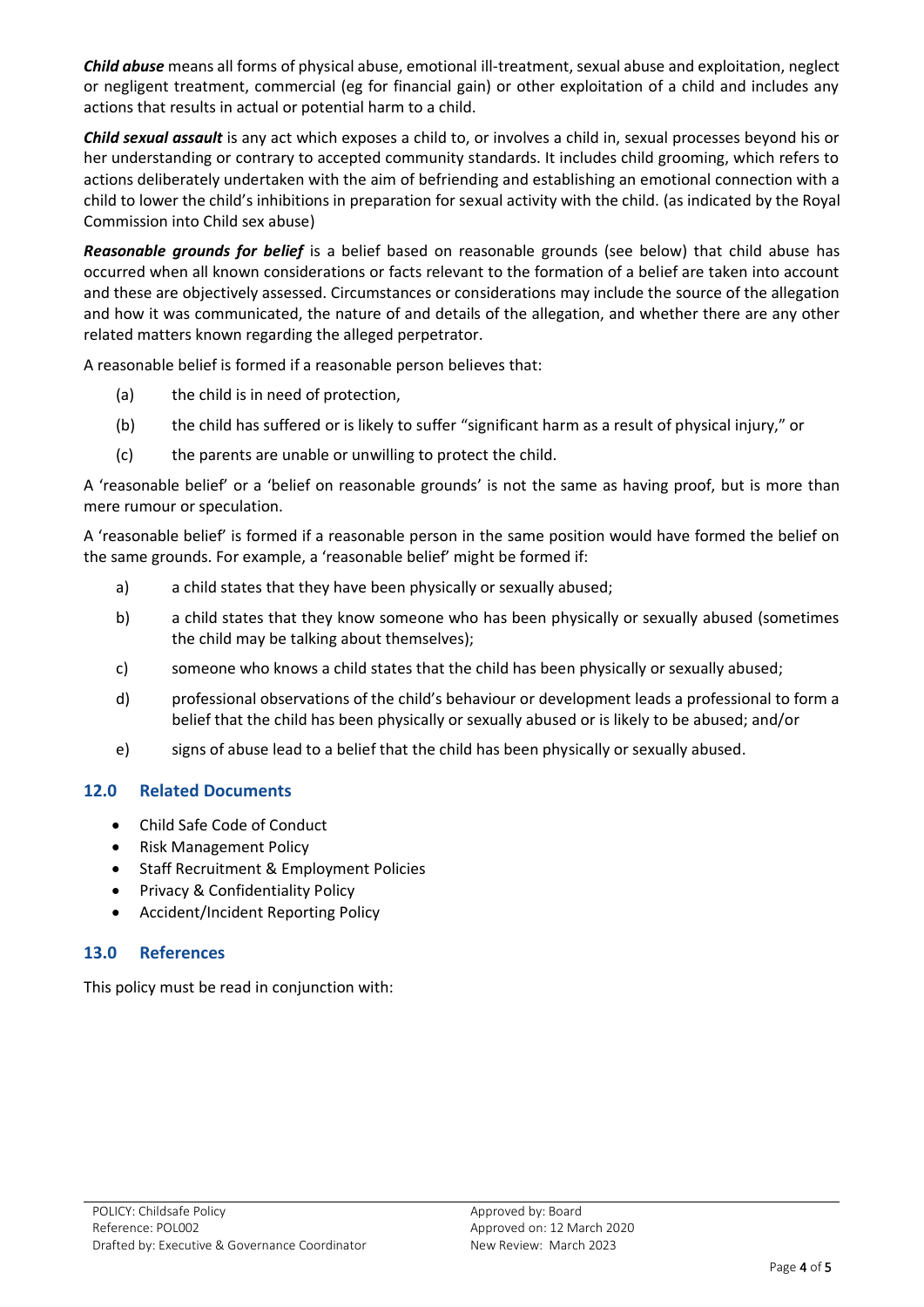***Child abuse*** means all forms of physical abuse, emotional ill-treatment, sexual abuse and exploitation, neglect or negligent treatment, commercial (eg for financial gain) or other exploitation of a child and includes any actions that results in actual or potential harm to a child.

***Child sexual assault*** is any act which exposes a child to, or involves a child in, sexual processes beyond his or her understanding or contrary to accepted community standards. It includes child grooming, which refers to actions deliberately undertaken with the aim of befriending and establishing an emotional connection with a child to lower the child's inhibitions in preparation for sexual activity with the child. (as indicated by the Royal Commission into Child sex abuse)

***Reasonable grounds for belief*** is a belief based on reasonable grounds (see below) that child abuse has occurred when all known considerations or facts relevant to the formation of a belief are taken into account and these are objectively assessed. Circumstances or considerations may include the source of the allegation and how it was communicated, the nature of and details of the allegation, and whether there are any other related matters known regarding the alleged perpetrator.

A reasonable belief is formed if a reasonable person believes that:

(a) the child is in need of protection,

(b) the child has suffered or is likely to suffer "significant harm as a result of physical injury," or

(c) the parents are unable or unwilling to protect the child.

A 'reasonable belief' or a 'belief on reasonable grounds' is not the same as having proof, but is more than mere rumour or speculation.

A 'reasonable belief' is formed if a reasonable person in the same position would have formed the belief on the same grounds. For example, a 'reasonable belief' might be formed if:

a) a child states that they have been physically or sexually abused;

b) a child states that they know someone who has been physically or sexually abused (sometimes the child may be talking about themselves);

c) someone who knows a child states that the child has been physically or sexually abused;

d) professional observations of the child's behaviour or development leads a professional to form a belief that the child has been physically or sexually abused or is likely to be abused; and/or

e) signs of abuse lead to a belief that the child has been physically or sexually abused.

## 12.0 Related Documents

- Child Safe Code of Conduct
- Risk Management Policy
- Staff Recruitment & Employment Policies
- Privacy & Confidentiality Policy
- Accident/Incident Reporting Policy

## 13.0 References

This policy must be read in conjunction with: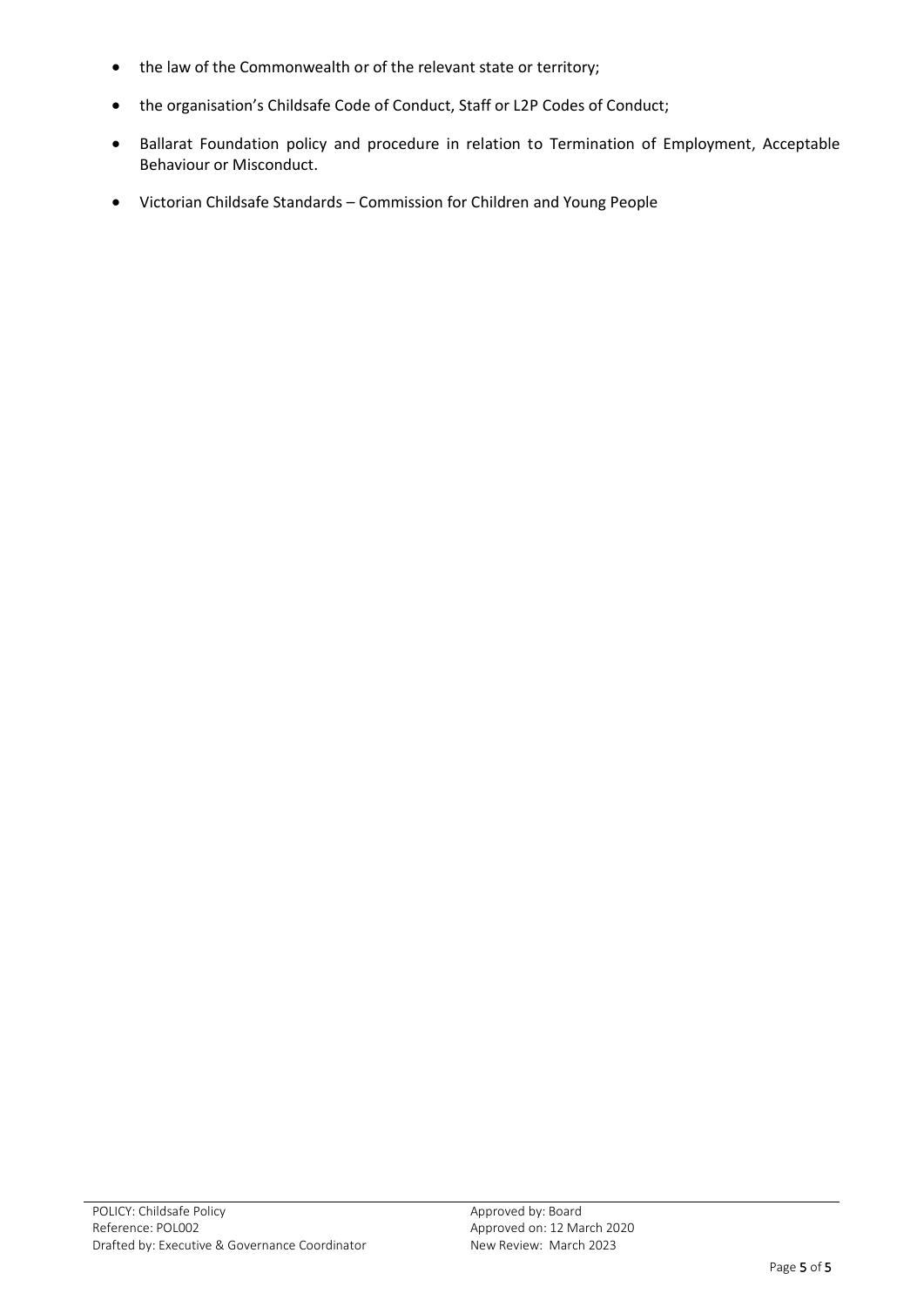- the law of the Commonwealth or of the relevant state or territory;
- the organisation's Childsafe Code of Conduct, Staff or L2P Codes of Conduct;
- Ballarat Foundation policy and procedure in relation to Termination of Employment, Acceptable Behaviour or Misconduct.
- Victorian Childsafe Standards – Commission for Children and Young People